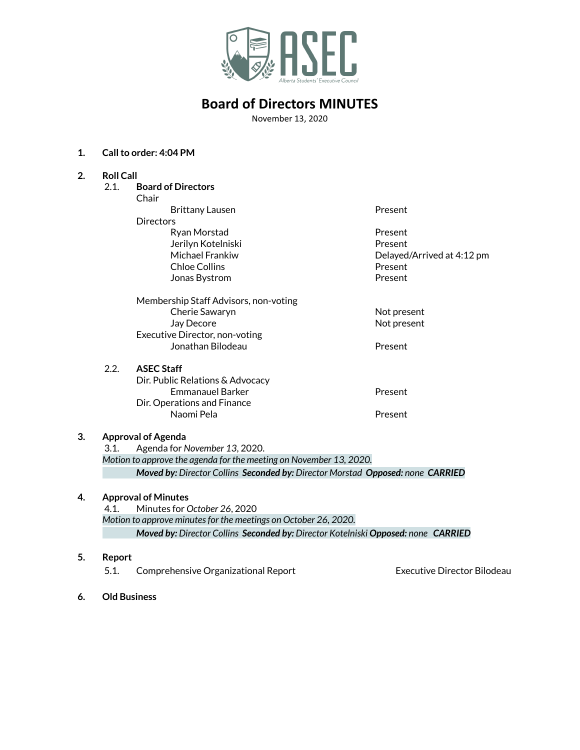ASEC

Alberta Students' Executive Council

# Board of Directors MINUTES

November 13, 2020

1. **Call to order: 4:04 PM**

2. **Roll Call**

   2.1. **Board of Directors**

   Chair

   | | |
   |---|---|
   | Brittany Lausen | Present |

   Directors

   | | |
   |---|---|
   | Ryan Morstad | Present |
   | Jerilyn Kotelniski | Present |
   | Michael Frankiw | Delayed/Arrived at 4:12 pm |
   | Chloe Collins | Present |
   | Jonas Bystrom | Present |

   Membership Staff Advisors, non-voting

   | | |
   |---|---|
   | Cherie Sawaryn | Not present |
   | Jay Decore | Not present |

   Executive Director, non-voting

   | | |
   |---|---|
   | Jonathan Bilodeau | Present |

   2.2. **ASEC Staff**

   Dir. Public Relations & Advocacy

   | | |
   |---|---|
   | Emmanauel Barker | Present |

   Dir. Operations and Finance

   | | |
   |---|---|
   | Naomi Pela | Present |

3. **Approval of Agenda**

   3.1. Agenda for *November 13*, 2020.

   *Motion to approve the agenda for the meeting on November 13, 2020.*

   ***Moved by:** Director Collins **Seconded by:** Director Morstad **Opposed:** none **CARRIED***

4. **Approval of Minutes**

   4.1. Minutes for *October 26*, 2020

   *Motion to approve minutes for the meetings on October 26, 2020.*

   ***Moved by:** Director Collins **Seconded by:** Director Kotelniski **Opposed:** none **CARRIED***

5. **Report**

   5.1. Comprehensive Organizational Report — Executive Director Bilodeau

6. **Old Business**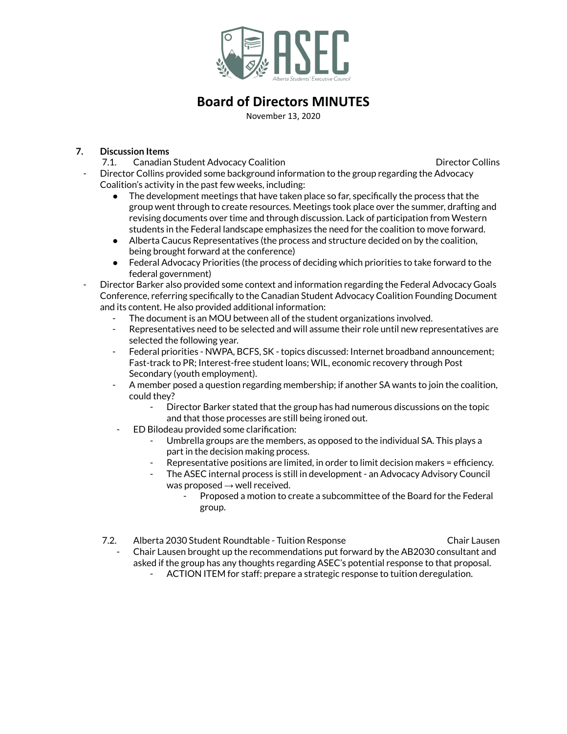# Board of Directors MINUTES

November 13, 2020

**7. Discussion Items**

7.1. Canadian Student Advocacy Coalition — Director Collins

- Director Collins provided some background information to the group regarding the Advocacy Coalition's activity in the past few weeks, including:
  - The development meetings that have taken place so far, specifically the process that the group went through to create resources. Meetings took place over the summer, drafting and revising documents over time and through discussion. Lack of participation from Western students in the Federal landscape emphasizes the need for the coalition to move forward.
  - Alberta Caucus Representatives (the process and structure decided on by the coalition, being brought forward at the conference)
  - Federal Advocacy Priorities (the process of deciding which priorities to take forward to the federal government)
- Director Barker also provided some context and information regarding the Federal Advocacy Goals Conference, referring specifically to the Canadian Student Advocacy Coalition Founding Document and its content. He also provided additional information:
  - The document is an MOU between all of the student organizations involved.
  - Representatives need to be selected and will assume their role until new representatives are selected the following year.
  - Federal priorities - NWPA, BCFS, SK - topics discussed: Internet broadband announcement; Fast-track to PR; Interest-free student loans; WIL, economic recovery through Post Secondary (youth employment).
  - A member posed a question regarding membership; if another SA wants to join the coalition, could they?
    - Director Barker stated that the group has had numerous discussions on the topic and that those processes are still being ironed out.
  - ED Bilodeau provided some clarification:
    - Umbrella groups are the members, as opposed to the individual SA. This plays a part in the decision making process.
    - Representative positions are limited, in order to limit decision makers = efficiency.
    - The ASEC internal process is still in development - an Advocacy Advisory Council was proposed → well received.
      - Proposed a motion to create a subcommittee of the Board for the Federal group.

7.2. Alberta 2030 Student Roundtable - Tuition Response — Chair Lausen

- Chair Lausen brought up the recommendations put forward by the AB2030 consultant and asked if the group has any thoughts regarding ASEC's potential response to that proposal.
  - ACTION ITEM for staff: prepare a strategic response to tuition deregulation.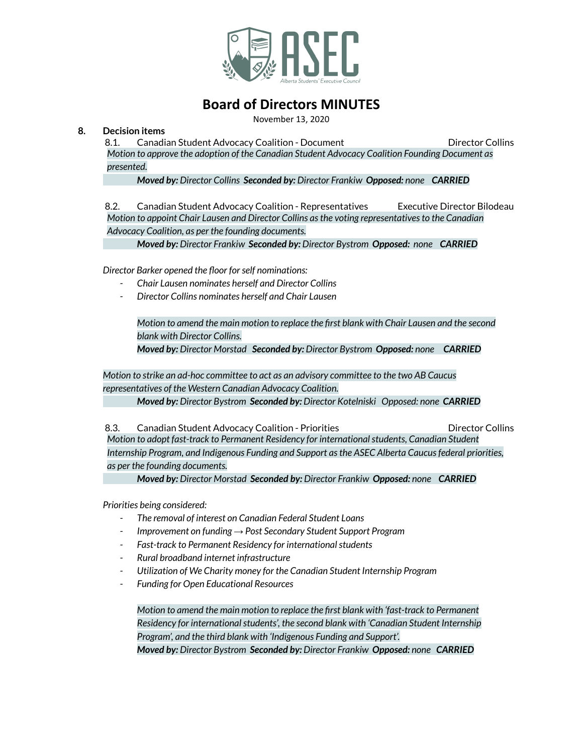# Board of Directors MINUTES

November 13, 2020

**8. Decision items**

8.1. Canadian Student Advocacy Coalition - Document — Director Collins

*Motion to approve the adoption of the Canadian Student Advocacy Coalition Founding Document as presented.*

***Moved by:** Director Collins **Seconded by:** Director Frankiw **Opposed:** none **CARRIED***

8.2. Canadian Student Advocacy Coalition - Representatives — Executive Director Bilodeau

*Motion to appoint Chair Lausen and Director Collins as the voting representatives to the Canadian Advocacy Coalition, as per the founding documents.*

***Moved by:** Director Frankiw **Seconded by:** Director Bystrom **Opposed:** none **CARRIED***

*Director Barker opened the floor for self nominations:*

- *Chair Lausen nominates herself and Director Collins*
- *Director Collins nominates herself and Chair Lausen*

*Motion to amend the main motion to replace the first blank with Chair Lausen and the second blank with Director Collins.*

***Moved by:** Director Morstad **Seconded by:** Director Bystrom **Opposed:** none **CARRIED***

*Motion to strike an ad-hoc committee to act as an advisory committee to the two AB Caucus representatives of the Western Canadian Advocacy Coalition.*

***Moved by:** Director Bystrom **Seconded by:** Director Kotelniski Opposed: none **CARRIED***

8.3. Canadian Student Advocacy Coalition - Priorities — Director Collins

*Motion to adopt fast-track to Permanent Residency for international students, Canadian Student Internship Program, and Indigenous Funding and Support as the ASEC Alberta Caucus federal priorities, as per the founding documents.*

***Moved by:** Director Morstad **Seconded by:** Director Frankiw **Opposed:** none **CARRIED***

*Priorities being considered:*

- *The removal of interest on Canadian Federal Student Loans*
- *Improvement on funding → Post Secondary Student Support Program*
- *Fast-track to Permanent Residency for international students*
- *Rural broadband internet infrastructure*
- *Utilization of We Charity money for the Canadian Student Internship Program*
- *Funding for Open Educational Resources*

*Motion to amend the main motion to replace the first blank with 'fast-track to Permanent Residency for international students', the second blank with 'Canadian Student Internship Program', and the third blank with 'Indigenous Funding and Support'.*

***Moved by:** Director Bystrom **Seconded by:** Director Frankiw **Opposed:** none **CARRIED***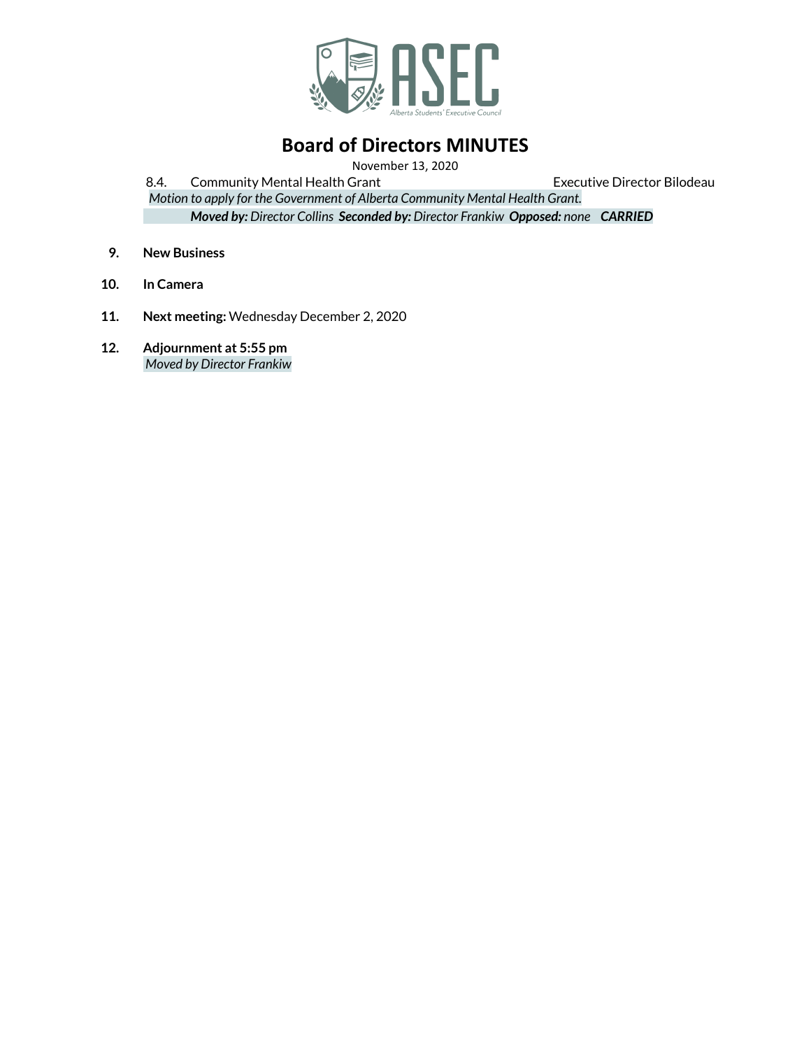8.4. Community Mental Health Grant — Executive Director Bilodeau

*Motion to apply for the Government of Alberta Community Mental Health Grant.*

***Moved by:** Director Collins* ***Seconded by:** Director Frankiw* ***Opposed:** none* ***CARRIED***

9. **New Business**

10. **In Camera**

11. **Next meeting:** Wednesday December 2, 2020

12. **Adjournment at 5:55 pm**
    *Moved by Director Frankiw*